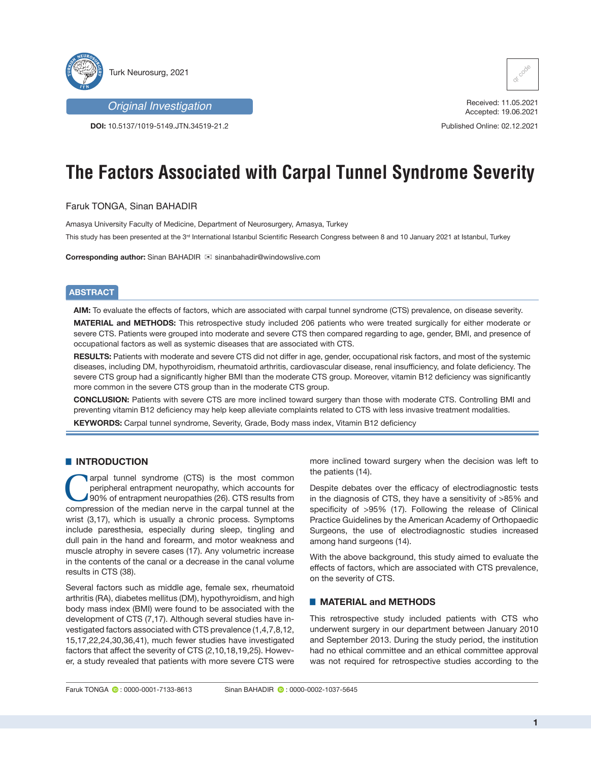Turk Neurosurg, 2021

*Original Investigation*

**DOI:** 10.5137/1019-5149.JTN.34519-21.2

Received: 11.05.2021
Accepted: 19.06.2021

Published Online: 02.12.2021

# The Factors Associated with Carpal Tunnel Syndrome Severity

Faruk TONGA, Sinan BAHADIR

Amasya University Faculty of Medicine, Department of Neurosurgery, Amasya, Turkey

This study has been presented at the 3rd International Istanbul Scientific Research Congress between 8 and 10 January 2021 at Istanbul, Turkey

**Corresponding author:** Sinan BAHADIR ✉ sinanbahadir@windowslive.com

## ABSTRACT

**AIM:** To evaluate the effects of factors, which are associated with carpal tunnel syndrome (CTS) prevalence, on disease severity.

**MATERIAL and METHODS:** This retrospective study included 206 patients who were treated surgically for either moderate or severe CTS. Patients were grouped into moderate and severe CTS then compared regarding to age, gender, BMI, and presence of occupational factors as well as systemic diseases that are associated with CTS.

**RESULTS:** Patients with moderate and severe CTS did not differ in age, gender, occupational risk factors, and most of the systemic diseases, including DM, hypothyroidism, rheumatoid arthritis, cardiovascular disease, renal insufficiency, and folate deficiency. The severe CTS group had a significantly higher BMI than the moderate CTS group. Moreover, vitamin B12 deficiency was significantly more common in the severe CTS group than in the moderate CTS group.

**CONCLUSION:** Patients with severe CTS are more inclined toward surgery than those with moderate CTS. Controlling BMI and preventing vitamin B12 deficiency may help keep alleviate complaints related to CTS with less invasive treatment modalities.

**KEYWORDS:** Carpal tunnel syndrome, Severity, Grade, Body mass index, Vitamin B12 deficiency

## INTRODUCTION

Carpal tunnel syndrome (CTS) is the most common peripheral entrapment neuropathy, which accounts for 90% of entrapment neuropathies (26). CTS results from compression of the median nerve in the carpal tunnel at the wrist (3,17), which is usually a chronic process. Symptoms include paresthesia, especially during sleep, tingling and dull pain in the hand and forearm, and motor weakness and muscle atrophy in severe cases (17). Any volumetric increase in the contents of the canal or a decrease in the canal volume results in CTS (38).

Several factors such as middle age, female sex, rheumatoid arthritis (RA), diabetes mellitus (DM), hypothyroidism, and high body mass index (BMI) were found to be associated with the development of CTS (7,17). Although several studies have investigated factors associated with CTS prevalence (1,4,7,8,12, 15,17,22,24,30,36,41), much fewer studies have investigated factors that affect the severity of CTS (2,10,18,19,25). However, a study revealed that patients with more severe CTS were more inclined toward surgery when the decision was left to the patients (14).

Despite debates over the efficacy of electrodiagnostic tests in the diagnosis of CTS, they have a sensitivity of >85% and specificity of >95% (17). Following the release of Clinical Practice Guidelines by the American Academy of Orthopaedic Surgeons, the use of electrodiagnostic studies increased among hand surgeons (14).

With the above background, this study aimed to evaluate the effects of factors, which are associated with CTS prevalence, on the severity of CTS.

## MATERIAL and METHODS

This retrospective study included patients with CTS who underwent surgery in our department between January 2010 and September 2013. During the study period, the institution had no ethical committee and an ethical committee approval was not required for retrospective studies according to the

Faruk TONGA : 0000-0001-7133-8613    Sinan BAHADIR : 0000-0002-1037-5645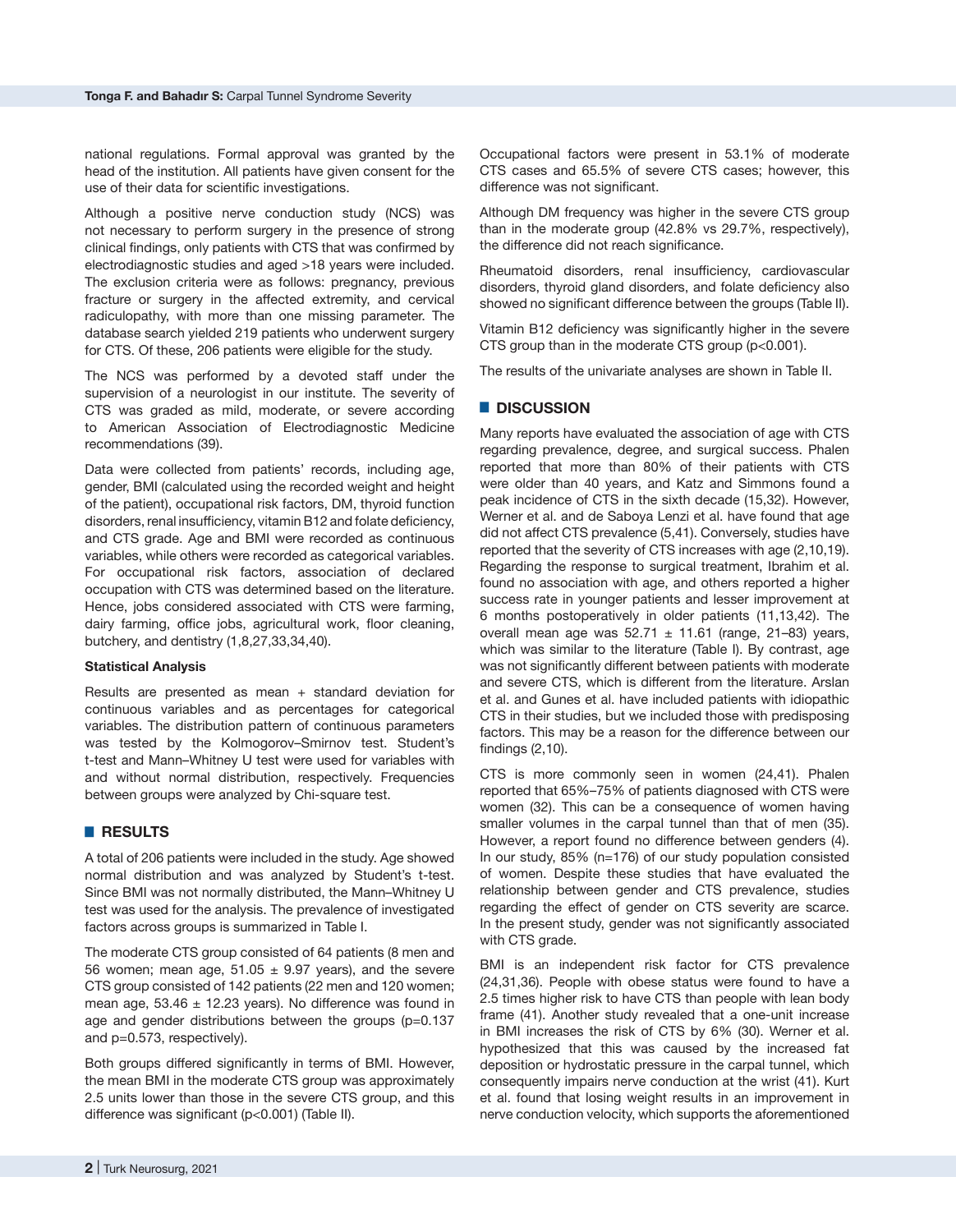national regulations. Formal approval was granted by the head of the institution. All patients have given consent for the use of their data for scientific investigations.

Although a positive nerve conduction study (NCS) was not necessary to perform surgery in the presence of strong clinical findings, only patients with CTS that was confirmed by electrodiagnostic studies and aged >18 years were included. The exclusion criteria were as follows: pregnancy, previous fracture or surgery in the affected extremity, and cervical radiculopathy, with more than one missing parameter. The database search yielded 219 patients who underwent surgery for CTS. Of these, 206 patients were eligible for the study.

The NCS was performed by a devoted staff under the supervision of a neurologist in our institute. The severity of CTS was graded as mild, moderate, or severe according to American Association of Electrodiagnostic Medicine recommendations (39).

Data were collected from patients' records, including age, gender, BMI (calculated using the recorded weight and height of the patient), occupational risk factors, DM, thyroid function disorders, renal insufficiency, vitamin B12 and folate deficiency, and CTS grade. Age and BMI were recorded as continuous variables, while others were recorded as categorical variables. For occupational risk factors, association of declared occupation with CTS was determined based on the literature. Hence, jobs considered associated with CTS were farming, dairy farming, office jobs, agricultural work, floor cleaning, butchery, and dentistry (1,8,27,33,34,40).

**Statistical Analysis**

Results are presented as mean + standard deviation for continuous variables and as percentages for categorical variables. The distribution pattern of continuous parameters was tested by the Kolmogorov–Smirnov test. Student's t-test and Mann–Whitney U test were used for variables with and without normal distribution, respectively. Frequencies between groups were analyzed by Chi-square test.

## RESULTS

A total of 206 patients were included in the study. Age showed normal distribution and was analyzed by Student's t-test. Since BMI was not normally distributed, the Mann–Whitney U test was used for the analysis. The prevalence of investigated factors across groups is summarized in Table I.

The moderate CTS group consisted of 64 patients (8 men and 56 women; mean age, 51.05 ± 9.97 years), and the severe CTS group consisted of 142 patients (22 men and 120 women; mean age, 53.46 ± 12.23 years). No difference was found in age and gender distributions between the groups (p=0.137 and p=0.573, respectively).

Both groups differed significantly in terms of BMI. However, the mean BMI in the moderate CTS group was approximately 2.5 units lower than those in the severe CTS group, and this difference was significant (p<0.001) (Table II).

Occupational factors were present in 53.1% of moderate CTS cases and 65.5% of severe CTS cases; however, this difference was not significant.

Although DM frequency was higher in the severe CTS group than in the moderate group (42.8% vs 29.7%, respectively), the difference did not reach significance.

Rheumatoid disorders, renal insufficiency, cardiovascular disorders, thyroid gland disorders, and folate deficiency also showed no significant difference between the groups (Table II).

Vitamin B12 deficiency was significantly higher in the severe CTS group than in the moderate CTS group (p<0.001).

The results of the univariate analyses are shown in Table II.

## DISCUSSION

Many reports have evaluated the association of age with CTS regarding prevalence, degree, and surgical success. Phalen reported that more than 80% of their patients with CTS were older than 40 years, and Katz and Simmons found a peak incidence of CTS in the sixth decade (15,32). However, Werner et al. and de Saboya Lenzi et al. have found that age did not affect CTS prevalence (5,41). Conversely, studies have reported that the severity of CTS increases with age (2,10,19). Regarding the response to surgical treatment, Ibrahim et al. found no association with age, and others reported a higher success rate in younger patients and lesser improvement at 6 months postoperatively in older patients (11,13,42). The overall mean age was 52.71 ± 11.61 (range, 21–83) years, which was similar to the literature (Table I). By contrast, age was not significantly different between patients with moderate and severe CTS, which is different from the literature. Arslan et al. and Gunes et al. have included patients with idiopathic CTS in their studies, but we included those with predisposing factors. This may be a reason for the difference between our findings (2,10).

CTS is more commonly seen in women (24,41). Phalen reported that 65%–75% of patients diagnosed with CTS were women (32). This can be a consequence of women having smaller volumes in the carpal tunnel than that of men (35). However, a report found no difference between genders (4). In our study, 85% (n=176) of our study population consisted of women. Despite these studies that have evaluated the relationship between gender and CTS prevalence, studies regarding the effect of gender on CTS severity are scarce. In the present study, gender was not significantly associated with CTS grade.

BMI is an independent risk factor for CTS prevalence (24,31,36). People with obese status were found to have a 2.5 times higher risk to have CTS than people with lean body frame (41). Another study revealed that a one-unit increase in BMI increases the risk of CTS by 6% (30). Werner et al. hypothesized that this was caused by the increased fat deposition or hydrostatic pressure in the carpal tunnel, which consequently impairs nerve conduction at the wrist (41). Kurt et al. found that losing weight results in an improvement in nerve conduction velocity, which supports the aforementioned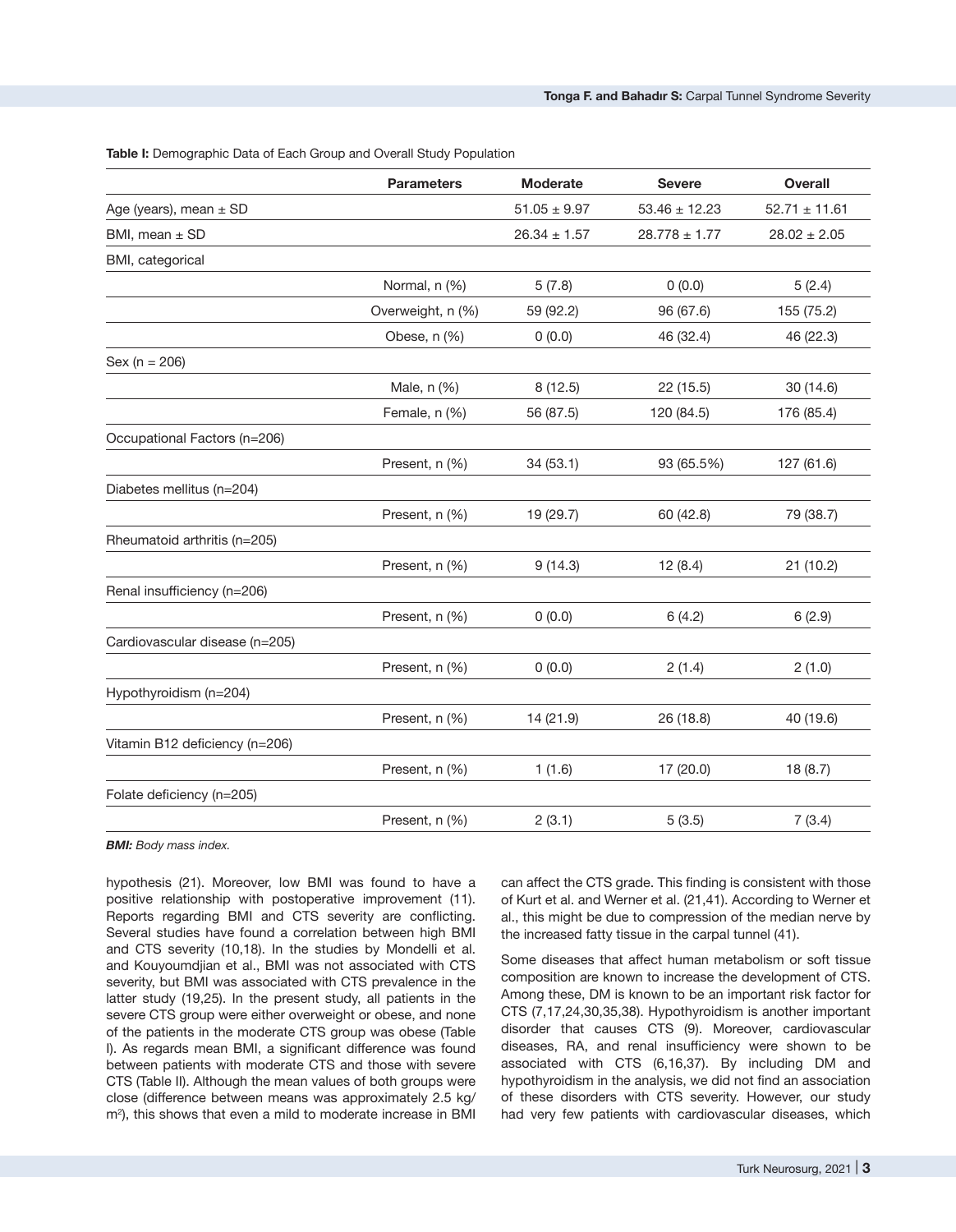**Table I:** Demographic Data of Each Group and Overall Study Population

| | Parameters | Moderate | Severe | Overall |
|---|---|---|---|---|
| Age (years), mean ± SD | | 51.05 ± 9.97 | 53.46 ± 12.23 | 52.71 ± 11.61 |
| BMI, mean ± SD | | 26.34 ± 1.57 | 28.778 ± 1.77 | 28.02 ± 2.05 |
| BMI, categorical | | | | |
| | Normal, n (%) | 5 (7.8) | 0 (0.0) | 5 (2.4) |
| | Overweight, n (%) | 59 (92.2) | 96 (67.6) | 155 (75.2) |
| | Obese, n (%) | 0 (0.0) | 46 (32.4) | 46 (22.3) |
| Sex (n = 206) | | | | |
| | Male, n (%) | 8 (12.5) | 22 (15.5) | 30 (14.6) |
| | Female, n (%) | 56 (87.5) | 120 (84.5) | 176 (85.4) |
| Occupational Factors (n=206) | | | | |
| | Present, n (%) | 34 (53.1) | 93 (65.5%) | 127 (61.6) |
| Diabetes mellitus (n=204) | | | | |
| | Present, n (%) | 19 (29.7) | 60 (42.8) | 79 (38.7) |
| Rheumatoid arthritis (n=205) | | | | |
| | Present, n (%) | 9 (14.3) | 12 (8.4) | 21 (10.2) |
| Renal insufficiency (n=206) | | | | |
| | Present, n (%) | 0 (0.0) | 6 (4.2) | 6 (2.9) |
| Cardiovascular disease (n=205) | | | | |
| | Present, n (%) | 0 (0.0) | 2 (1.4) | 2 (1.0) |
| Hypothyroidism (n=204) | | | | |
| | Present, n (%) | 14 (21.9) | 26 (18.8) | 40 (19.6) |
| Vitamin B12 deficiency (n=206) | | | | |
| | Present, n (%) | 1 (1.6) | 17 (20.0) | 18 (8.7) |
| Folate deficiency (n=205) | | | | |
| | Present, n (%) | 2 (3.1) | 5 (3.5) | 7 (3.4) |

***BMI:** Body mass index.*

hypothesis (21). Moreover, low BMI was found to have a positive relationship with postoperative improvement (11). Reports regarding BMI and CTS severity are conflicting. Several studies have found a correlation between high BMI and CTS severity (10,18). In the studies by Mondelli et al. and Kouyoumdjian et al., BMI was not associated with CTS severity, but BMI was associated with CTS prevalence in the latter study (19,25). In the present study, all patients in the severe CTS group were either overweight or obese, and none of the patients in the moderate CTS group was obese (Table I). As regards mean BMI, a significant difference was found between patients with moderate CTS and those with severe CTS (Table II). Although the mean values of both groups were close (difference between means was approximately 2.5 kg/m$^2$), this shows that even a mild to moderate increase in BMI can affect the CTS grade. This finding is consistent with those of Kurt et al. and Werner et al. (21,41). According to Werner et al., this might be due to compression of the median nerve by the increased fatty tissue in the carpal tunnel (41).

Some diseases that affect human metabolism or soft tissue composition are known to increase the development of CTS. Among these, DM is known to be an important risk factor for CTS (7,17,24,30,35,38). Hypothyroidism is another important disorder that causes CTS (9). Moreover, cardiovascular diseases, RA, and renal insufficiency were shown to be associated with CTS (6,16,37). By including DM and hypothyroidism in the analysis, we did not find an association of these disorders with CTS severity. However, our study had very few patients with cardiovascular diseases, which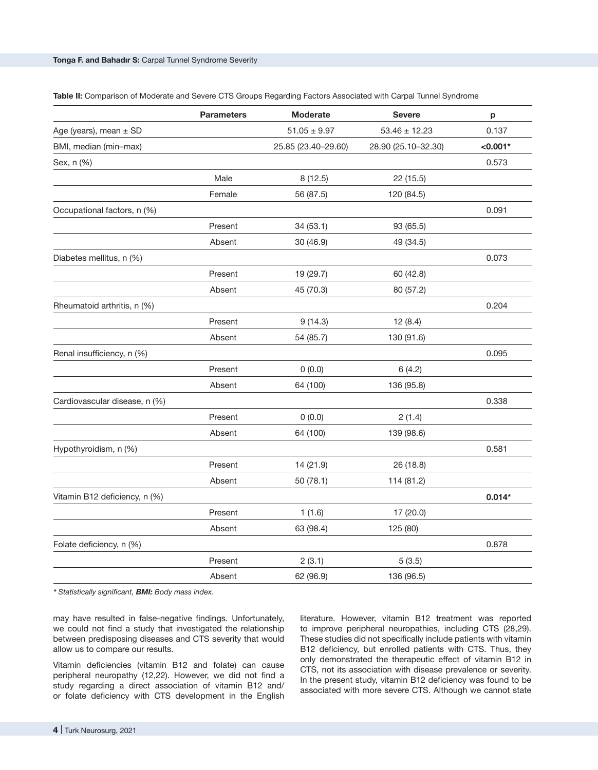**Table II:** Comparison of Moderate and Severe CTS Groups Regarding Factors Associated with Carpal Tunnel Syndrome

| | Parameters | Moderate | Severe | p |
|---|---|---|---|---|
| Age (years), mean ± SD | | 51.05 ± 9.97 | 53.46 ± 12.23 | 0.137 |
| BMI, median (min–max) | | 25.85 (23.40–29.60) | 28.90 (25.10–32.30) | **<0.001*** |
| Sex, n (%) | | | | 0.573 |
| | Male | 8 (12.5) | 22 (15.5) | |
| | Female | 56 (87.5) | 120 (84.5) | |
| Occupational factors, n (%) | | | | 0.091 |
| | Present | 34 (53.1) | 93 (65.5) | |
| | Absent | 30 (46.9) | 49 (34.5) | |
| Diabetes mellitus, n (%) | | | | 0.073 |
| | Present | 19 (29.7) | 60 (42.8) | |
| | Absent | 45 (70.3) | 80 (57.2) | |
| Rheumatoid arthritis, n (%) | | | | 0.204 |
| | Present | 9 (14.3) | 12 (8.4) | |
| | Absent | 54 (85.7) | 130 (91.6) | |
| Renal insufficiency, n (%) | | | | 0.095 |
| | Present | 0 (0.0) | 6 (4.2) | |
| | Absent | 64 (100) | 136 (95.8) | |
| Cardiovascular disease, n (%) | | | | 0.338 |
| | Present | 0 (0.0) | 2 (1.4) | |
| | Absent | 64 (100) | 139 (98.6) | |
| Hypothyroidism, n (%) | | | | 0.581 |
| | Present | 14 (21.9) | 26 (18.8) | |
| | Absent | 50 (78.1) | 114 (81.2) | |
| Vitamin B12 deficiency, n (%) | | | | **0.014*** |
| | Present | 1 (1.6) | 17 (20.0) | |
| | Absent | 63 (98.4) | 125 (80) | |
| Folate deficiency, n (%) | | | | 0.878 |
| | Present | 2 (3.1) | 5 (3.5) | |
| | Absent | 62 (96.9) | 136 (96.5) | |

*\* Statistically significant, **BMI:** Body mass index.*

may have resulted in false-negative findings. Unfortunately, we could not find a study that investigated the relationship between predisposing diseases and CTS severity that would allow us to compare our results.

Vitamin deficiencies (vitamin B12 and folate) can cause peripheral neuropathy (12,22). However, we did not find a study regarding a direct association of vitamin B12 and/or folate deficiency with CTS development in the English literature. However, vitamin B12 treatment was reported to improve peripheral neuropathies, including CTS (28,29). These studies did not specifically include patients with vitamin B12 deficiency, but enrolled patients with CTS. Thus, they only demonstrated the therapeutic effect of vitamin B12 in CTS, not its association with disease prevalence or severity. In the present study, vitamin B12 deficiency was found to be associated with more severe CTS. Although we cannot state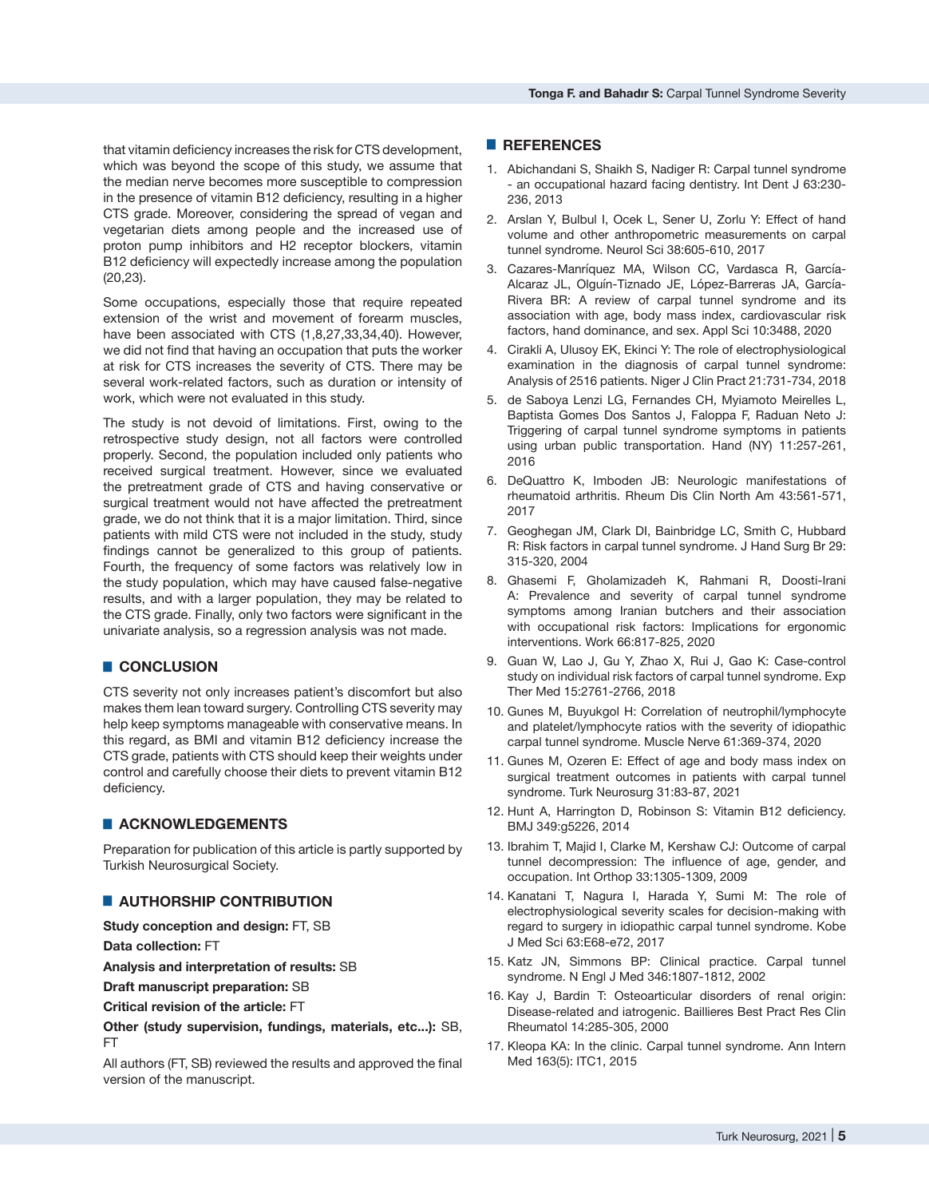that vitamin deficiency increases the risk for CTS development, which was beyond the scope of this study, we assume that the median nerve becomes more susceptible to compression in the presence of vitamin B12 deficiency, resulting in a higher CTS grade. Moreover, considering the spread of vegan and vegetarian diets among people and the increased use of proton pump inhibitors and H2 receptor blockers, vitamin B12 deficiency will expectedly increase among the population (20,23).

Some occupations, especially those that require repeated extension of the wrist and movement of forearm muscles, have been associated with CTS (1,8,27,33,34,40). However, we did not find that having an occupation that puts the worker at risk for CTS increases the severity of CTS. There may be several work-related factors, such as duration or intensity of work, which were not evaluated in this study.

The study is not devoid of limitations. First, owing to the retrospective study design, not all factors were controlled properly. Second, the population included only patients who received surgical treatment. However, since we evaluated the pretreatment grade of CTS and having conservative or surgical treatment would not have affected the pretreatment grade, we do not think that it is a major limitation. Third, since patients with mild CTS were not included in the study, study findings cannot be generalized to this group of patients. Fourth, the frequency of some factors was relatively low in the study population, which may have caused false-negative results, and with a larger population, they may be related to the CTS grade. Finally, only two factors were significant in the univariate analysis, so a regression analysis was not made.

## CONCLUSION

CTS severity not only increases patient's discomfort but also makes them lean toward surgery. Controlling CTS severity may help keep symptoms manageable with conservative means. In this regard, as BMI and vitamin B12 deficiency increase the CTS grade, patients with CTS should keep their weights under control and carefully choose their diets to prevent vitamin B12 deficiency.

## ACKNOWLEDGEMENTS

Preparation for publication of this article is partly supported by Turkish Neurosurgical Society.

## AUTHORSHIP CONTRIBUTION

**Study conception and design:** FT, SB

**Data collection:** FT

**Analysis and interpretation of results:** SB

**Draft manuscript preparation:** SB

**Critical revision of the article:** FT

**Other (study supervision, fundings, materials, etc...):** SB, FT

All authors (FT, SB) reviewed the results and approved the final version of the manuscript.

## REFERENCES

1. Abichandani S, Shaikh S, Nadiger R: Carpal tunnel syndrome - an occupational hazard facing dentistry. Int Dent J 63:230-236, 2013
2. Arslan Y, Bulbul I, Ocek L, Sener U, Zorlu Y: Effect of hand volume and other anthropometric measurements on carpal tunnel syndrome. Neurol Sci 38:605-610, 2017
3. Cazares-Manríquez MA, Wilson CC, Vardasca R, García-Alcaraz JL, Olguín-Tiznado JE, López-Barreras JA, García-Rivera BR: A review of carpal tunnel syndrome and its association with age, body mass index, cardiovascular risk factors, hand dominance, and sex. Appl Sci 10:3488, 2020
4. Cirakli A, Ulusoy EK, Ekinci Y: The role of electrophysiological examination in the diagnosis of carpal tunnel syndrome: Analysis of 2516 patients. Niger J Clin Pract 21:731-734, 2018
5. de Saboya Lenzi LG, Fernandes CH, Myiamoto Meirelles L, Baptista Gomes Dos Santos J, Faloppa F, Raduan Neto J: Triggering of carpal tunnel syndrome symptoms in patients using urban public transportation. Hand (NY) 11:257-261, 2016
6. DeQuattro K, Imboden JB: Neurologic manifestations of rheumatoid arthritis. Rheum Dis Clin North Am 43:561-571, 2017
7. Geoghegan JM, Clark DI, Bainbridge LC, Smith C, Hubbard R: Risk factors in carpal tunnel syndrome. J Hand Surg Br 29: 315-320, 2004
8. Ghasemi F, Gholamizadeh K, Rahmani R, Doosti-Irani A: Prevalence and severity of carpal tunnel syndrome symptoms among Iranian butchers and their association with occupational risk factors: Implications for ergonomic interventions. Work 66:817-825, 2020
9. Guan W, Lao J, Gu Y, Zhao X, Rui J, Gao K: Case-control study on individual risk factors of carpal tunnel syndrome. Exp Ther Med 15:2761-2766, 2018
10. Gunes M, Buyukgol H: Correlation of neutrophil/lymphocyte and platelet/lymphocyte ratios with the severity of idiopathic carpal tunnel syndrome. Muscle Nerve 61:369-374, 2020
11. Gunes M, Ozeren E: Effect of age and body mass index on surgical treatment outcomes in patients with carpal tunnel syndrome. Turk Neurosurg 31:83-87, 2021
12. Hunt A, Harrington D, Robinson S: Vitamin B12 deficiency. BMJ 349:g5226, 2014
13. Ibrahim T, Majid I, Clarke M, Kershaw CJ: Outcome of carpal tunnel decompression: The influence of age, gender, and occupation. Int Orthop 33:1305-1309, 2009
14. Kanatani T, Nagura I, Harada Y, Sumi M: The role of electrophysiological severity scales for decision-making with regard to surgery in idiopathic carpal tunnel syndrome. Kobe J Med Sci 63:E68-e72, 2017
15. Katz JN, Simmons BP: Clinical practice. Carpal tunnel syndrome. N Engl J Med 346:1807-1812, 2002
16. Kay J, Bardin T: Osteoarticular disorders of renal origin: Disease-related and iatrogenic. Baillieres Best Pract Res Clin Rheumatol 14:285-305, 2000
17. Kleopa KA: In the clinic. Carpal tunnel syndrome. Ann Intern Med 163(5): ITC1, 2015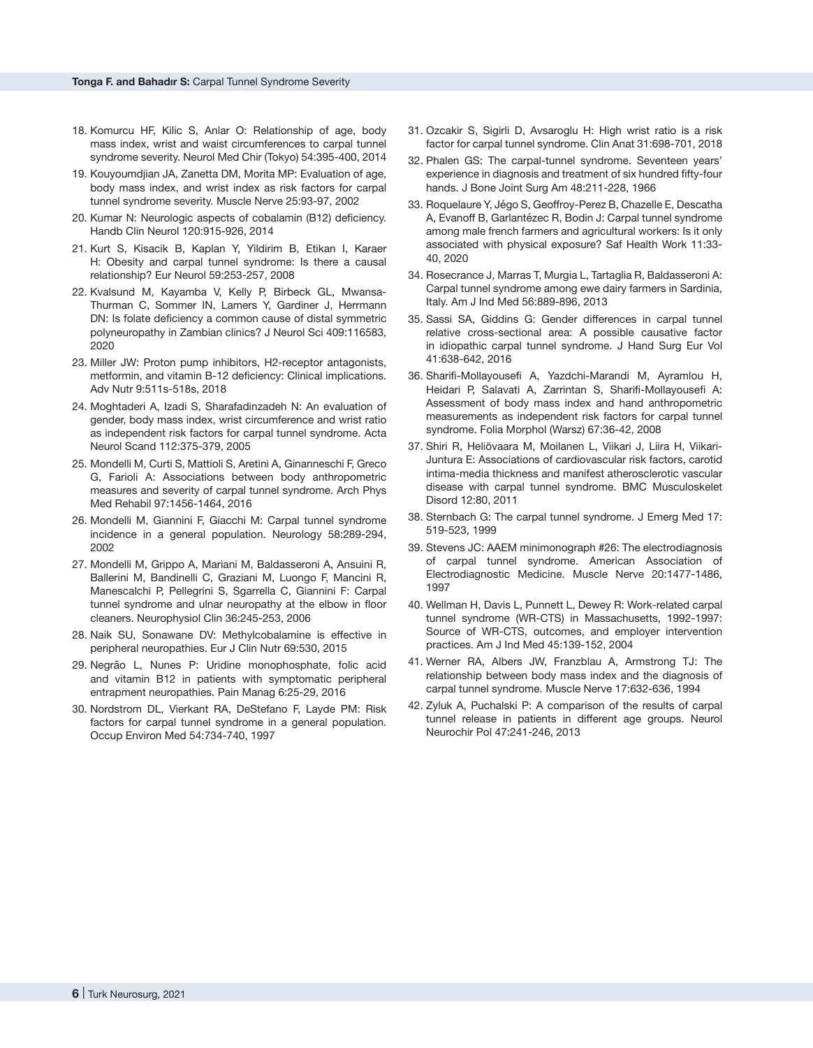18. Komurcu HF, Kilic S, Anlar O: Relationship of age, body mass index, wrist and waist circumferences to carpal tunnel syndrome severity. Neurol Med Chir (Tokyo) 54:395-400, 2014
19. Kouyoumdjian JA, Zanetta DM, Morita MP: Evaluation of age, body mass index, and wrist index as risk factors for carpal tunnel syndrome severity. Muscle Nerve 25:93-97, 2002
20. Kumar N: Neurologic aspects of cobalamin (B12) deficiency. Handb Clin Neurol 120:915-926, 2014
21. Kurt S, Kisacik B, Kaplan Y, Yildirim B, Etikan I, Karaer H: Obesity and carpal tunnel syndrome: Is there a causal relationship? Eur Neurol 59:253-257, 2008
22. Kvalsund M, Kayamba V, Kelly P, Birbeck GL, Mwansa-Thurman C, Sommer IN, Lamers Y, Gardiner J, Herrmann DN: Is folate deficiency a common cause of distal symmetric polyneuropathy in Zambian clinics? J Neurol Sci 409:116583, 2020
23. Miller JW: Proton pump inhibitors, H2-receptor antagonists, metformin, and vitamin B-12 deficiency: Clinical implications. Adv Nutr 9:511s-518s, 2018
24. Moghtaderi A, Izadi S, Sharafadinzadeh N: An evaluation of gender, body mass index, wrist circumference and wrist ratio as independent risk factors for carpal tunnel syndrome. Acta Neurol Scand 112:375-379, 2005
25. Mondelli M, Curti S, Mattioli S, Aretini A, Ginanneschi F, Greco G, Farioli A: Associations between body anthropometric measures and severity of carpal tunnel syndrome. Arch Phys Med Rehabil 97:1456-1464, 2016
26. Mondelli M, Giannini F, Giacchi M: Carpal tunnel syndrome incidence in a general population. Neurology 58:289-294, 2002
27. Mondelli M, Grippo A, Mariani M, Baldasseroni A, Ansuini R, Ballerini M, Bandinelli C, Graziani M, Luongo F, Mancini R, Manescalchi P, Pellegrini S, Sgarrella C, Giannini F: Carpal tunnel syndrome and ulnar neuropathy at the elbow in floor cleaners. Neurophysiol Clin 36:245-253, 2006
28. Naik SU, Sonawane DV: Methylcobalamine is effective in peripheral neuropathies. Eur J Clin Nutr 69:530, 2015
29. Negrão L, Nunes P: Uridine monophosphate, folic acid and vitamin B12 in patients with symptomatic peripheral entrapment neuropathies. Pain Manag 6:25-29, 2016
30. Nordstrom DL, Vierkant RA, DeStefano F, Layde PM: Risk factors for carpal tunnel syndrome in a general population. Occup Environ Med 54:734-740, 1997
31. Ozcakir S, Sigirli D, Avsaroglu H: High wrist ratio is a risk factor for carpal tunnel syndrome. Clin Anat 31:698-701, 2018
32. Phalen GS: The carpal-tunnel syndrome. Seventeen years' experience in diagnosis and treatment of six hundred fifty-four hands. J Bone Joint Surg Am 48:211-228, 1966
33. Roquelaure Y, Jégo S, Geoffroy-Perez B, Chazelle E, Descatha A, Evanoff B, Garlantézec R, Bodin J: Carpal tunnel syndrome among male french farmers and agricultural workers: Is it only associated with physical exposure? Saf Health Work 11:33-40, 2020
34. Rosecrance J, Marras T, Murgia L, Tartaglia R, Baldasseroni A: Carpal tunnel syndrome among ewe dairy farmers in Sardinia, Italy. Am J Ind Med 56:889-896, 2013
35. Sassi SA, Giddins G: Gender differences in carpal tunnel relative cross-sectional area: A possible causative factor in idiopathic carpal tunnel syndrome. J Hand Surg Eur Vol 41:638-642, 2016
36. Sharifi-Mollayousefi A, Yazdchi-Marandi M, Ayramlou H, Heidari P, Salavati A, Zarrintan S, Sharifi-Mollayousefi A: Assessment of body mass index and hand anthropometric measurements as independent risk factors for carpal tunnel syndrome. Folia Morphol (Warsz) 67:36-42, 2008
37. Shiri R, Heliövaara M, Moilanen L, Viikari J, Liira H, Viikari-Juntura E: Associations of cardiovascular risk factors, carotid intima-media thickness and manifest atherosclerotic vascular disease with carpal tunnel syndrome. BMC Musculoskelet Disord 12:80, 2011
38. Sternbach G: The carpal tunnel syndrome. J Emerg Med 17: 519-523, 1999
39. Stevens JC: AAEM minimonograph #26: The electrodiagnosis of carpal tunnel syndrome. American Association of Electrodiagnostic Medicine. Muscle Nerve 20:1477-1486, 1997
40. Wellman H, Davis L, Punnett L, Dewey R: Work-related carpal tunnel syndrome (WR-CTS) in Massachusetts, 1992-1997: Source of WR-CTS, outcomes, and employer intervention practices. Am J Ind Med 45:139-152, 2004
41. Werner RA, Albers JW, Franzblau A, Armstrong TJ: The relationship between body mass index and the diagnosis of carpal tunnel syndrome. Muscle Nerve 17:632-636, 1994
42. Zyluk A, Puchalski P: A comparison of the results of carpal tunnel release in patients in different age groups. Neurol Neurochir Pol 47:241-246, 2013